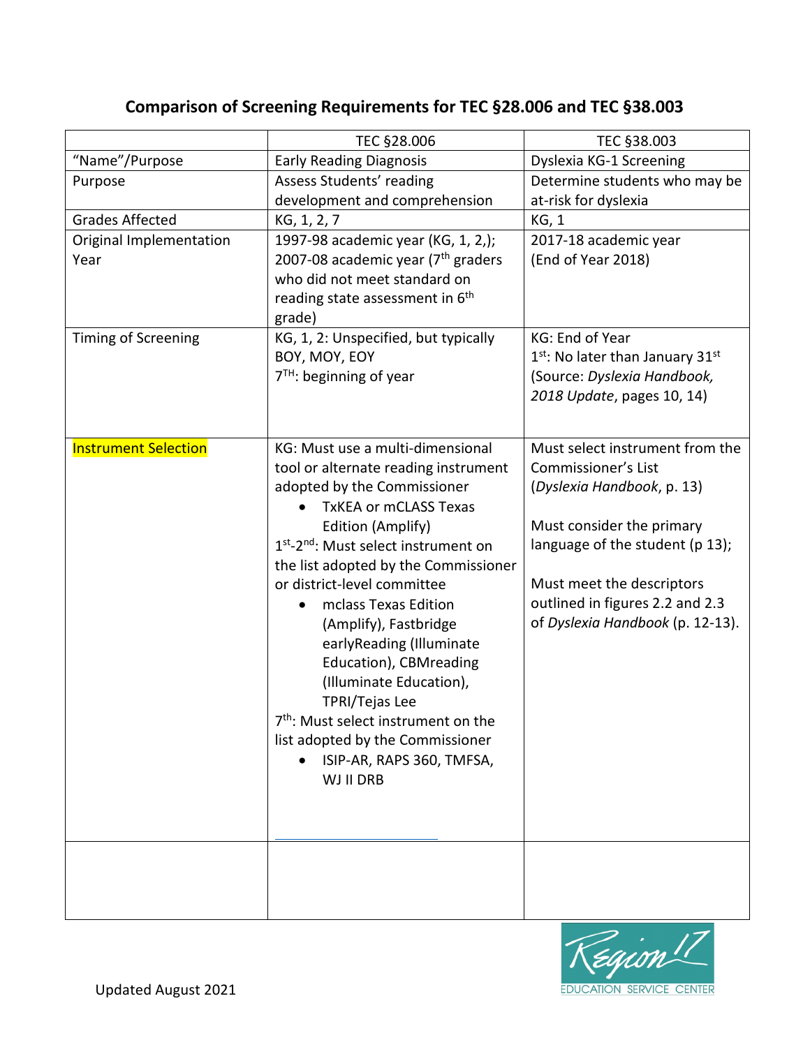## Comparison of Screening Requirements for TEC §28.006 and TEC §38.003

| | TEC §28.006 | TEC §38.003 |
|---|---|---|
| "Name"/Purpose | Early Reading Diagnosis | Dyslexia KG-1 Screening |
| Purpose | Assess Students' reading development and comprehension | Determine students who may be at-risk for dyslexia |
| Grades Affected | KG, 1, 2, 7 | KG, 1 |
| Original Implementation Year | 1997-98 academic year (KG, 1, 2,); 2007-08 academic year (7th graders who did not meet standard on reading state assessment in 6th grade) | 2017-18 academic year (End of Year 2018) |
| Timing of Screening | KG, 1, 2: Unspecified, but typically BOY, MOY, EOY<br>7TH: beginning of year | KG: End of Year<br>1st: No later than January 31st (Source: *Dyslexia Handbook, 2018 Update*, pages 10, 14) |
| Instrument Selection | KG: Must use a multi-dimensional tool or alternate reading instrument adopted by the Commissioner<br>• TxKEA or mCLASS Texas Edition (Amplify)<br>1st-2nd: Must select instrument on the list adopted by the Commissioner or district-level committee<br>• mclass Texas Edition (Amplify), Fastbridge earlyReading (Illuminate Education), CBMreading (Illuminate Education), TPRI/Tejas Lee<br>7th: Must select instrument on the list adopted by the Commissioner<br>• ISIP-AR, RAPS 360, TMFSA, WJ II DRB | Must select instrument from the Commissioner's List (*Dyslexia Handbook*, p. 13)<br><br>Must consider the primary language of the student (p 13);<br><br>Must meet the descriptors outlined in figures 2.2 and 2.3 of *Dyslexia Handbook* (p. 12-13). |
| | | |

Updated August 2021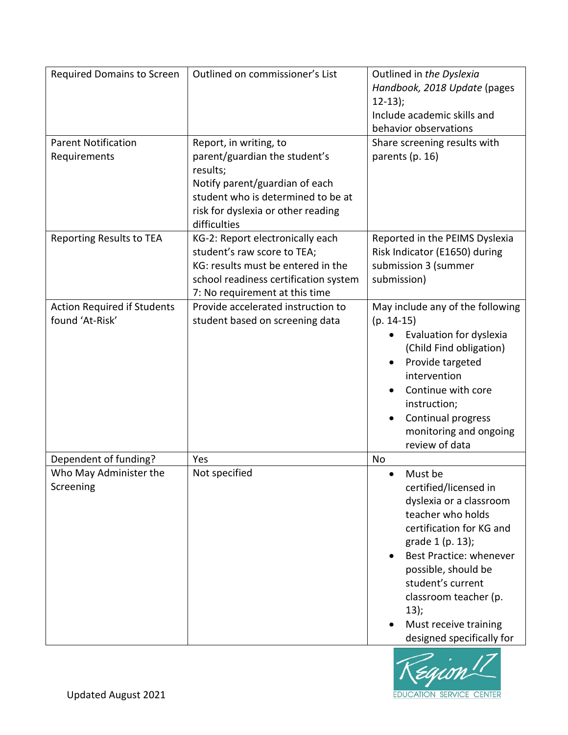| Required Domains to Screen | Outlined on commissioner's List | Outlined in *the Dyslexia Handbook, 2018 Update* (pages 12-13); Include academic skills and behavior observations |
|---|---|---|
| Parent Notification Requirements | Report, in writing, to parent/guardian the student's results; Notify parent/guardian of each student who is determined to be at risk for dyslexia or other reading difficulties | Share screening results with parents (p. 16) |
| Reporting Results to TEA | KG-2: Report electronically each student's raw score to TEA; KG: results must be entered in the school readiness certification system 7: No requirement at this time | Reported in the PEIMS Dyslexia Risk Indicator (E1650) during submission 3 (summer submission) |
| Action Required if Students found 'At-Risk' | Provide accelerated instruction to student based on screening data | May include any of the following (p. 14-15) <br>• Evaluation for dyslexia (Child Find obligation) <br>• Provide targeted intervention <br>• Continue with core instruction; <br>• Continual progress monitoring and ongoing review of data |
| Dependent of funding? | Yes | No |
| Who May Administer the Screening | Not specified | • Must be certified/licensed in dyslexia or a classroom teacher who holds certification for KG and grade 1 (p. 13); <br>• Best Practice: whenever possible, should be student's current classroom teacher (p. 13); <br>• Must receive training designed specifically for |

Updated August 2021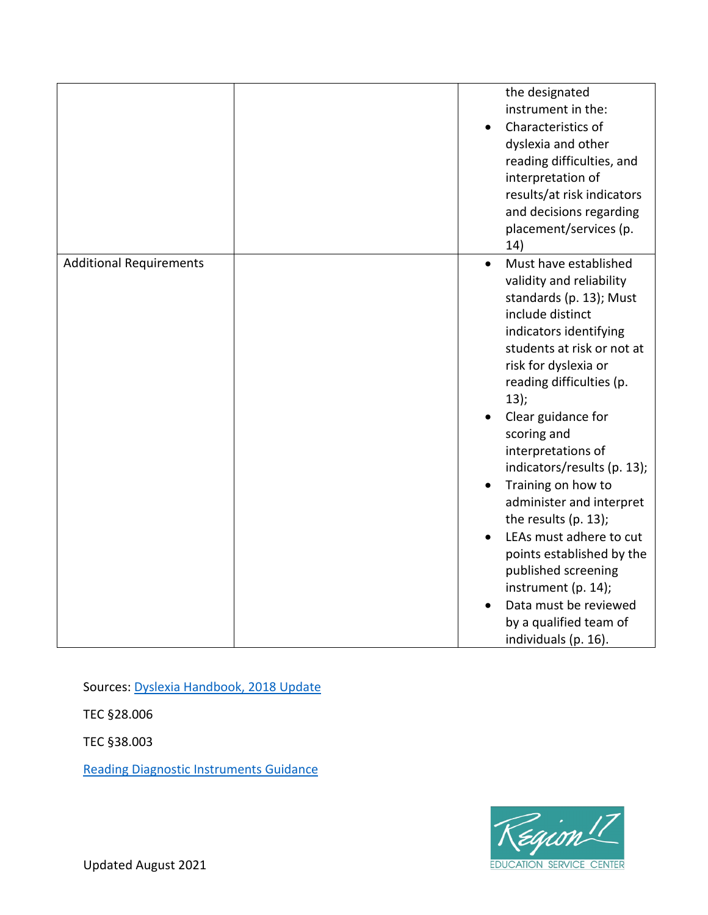| | | |
|---|---|---|
| | | the designated instrument in the:<br>• Characteristics of dyslexia and other reading difficulties, and interpretation of results/at risk indicators and decisions regarding placement/services (p. 14) |
| Additional Requirements | | • Must have established validity and reliability standards (p. 13); Must include distinct indicators identifying students at risk or not at risk for dyslexia or reading difficulties (p. 13);<br>• Clear guidance for scoring and interpretations of indicators/results (p. 13);<br>• Training on how to administer and interpret the results (p. 13);<br>• LEAs must adhere to cut points established by the published screening instrument (p. 14);<br>• Data must be reviewed by a qualified team of individuals (p. 16). |

Sources: Dyslexia Handbook, 2018 Update

TEC §28.006

TEC §38.003

Reading Diagnostic Instruments Guidance

Updated August 2021

Region 17 EDUCATION SERVICE CENTER